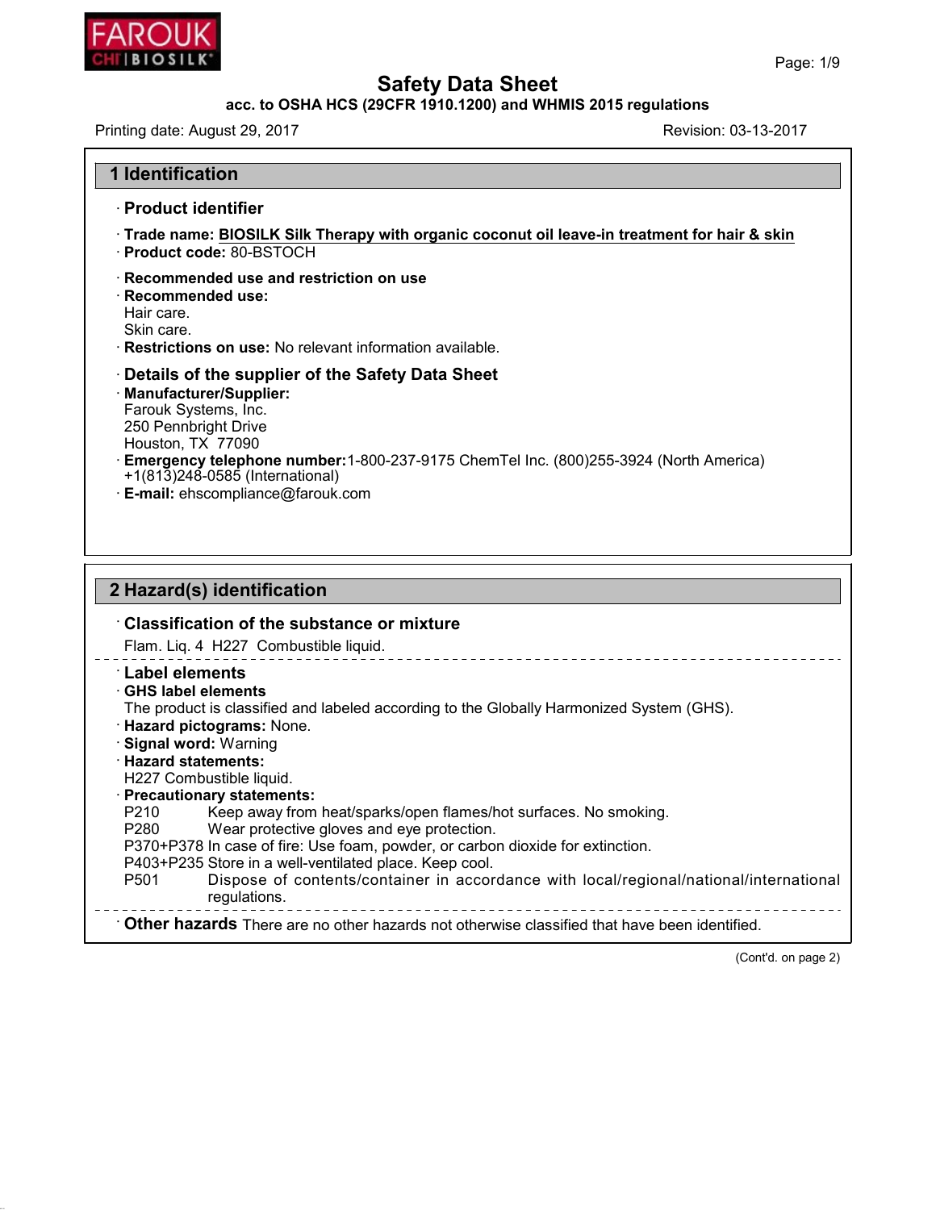# Safety Data Sheet

**acc. to OSHA HCS (29CFR 1910.1200) and WHMIS 2015 regulations**

Printing date: August 29, 2017 | Revision: 03-13-2017

## 1 Identification

### · Product identifier

· **Trade name:** **BIOSILK Silk Therapy with organic coconut oil leave-in treatment for hair & skin**
· **Product code:** 80-BSTOCH

· **Recommended use and restriction on use**
· **Recommended use:**
Hair care.
Skin care.
· **Restrictions on use:** No relevant information available.

### · Details of the supplier of the Safety Data Sheet

· **Manufacturer/Supplier:**
Farouk Systems, Inc.
250 Pennbright Drive
Houston, TX 77090
· **Emergency telephone number:** 1-800-237-9175 ChemTel Inc. (800)255-3924 (North America) +1(813)248-0585 (International)
· **E-mail:** ehscompliance@farouk.com

## 2 Hazard(s) identification

### · Classification of the substance or mixture

Flam. Liq. 4 H227 Combustible liquid.

### · Label elements

· **GHS label elements**
The product is classified and labeled according to the Globally Harmonized System (GHS).
· **Hazard pictograms:** None.
· **Signal word:** Warning
· **Hazard statements:**
H227 Combustible liquid.
· **Precautionary statements:**
P210 Keep away from heat/sparks/open flames/hot surfaces. No smoking.
P280 Wear protective gloves and eye protection.
P370+P378 In case of fire: Use foam, powder, or carbon dioxide for extinction.
P403+P235 Store in a well-ventilated place. Keep cool.
P501 Dispose of contents/container in accordance with local/regional/national/international regulations.

· **Other hazards** There are no other hazards not otherwise classified that have been identified.

(Cont'd. on page 2)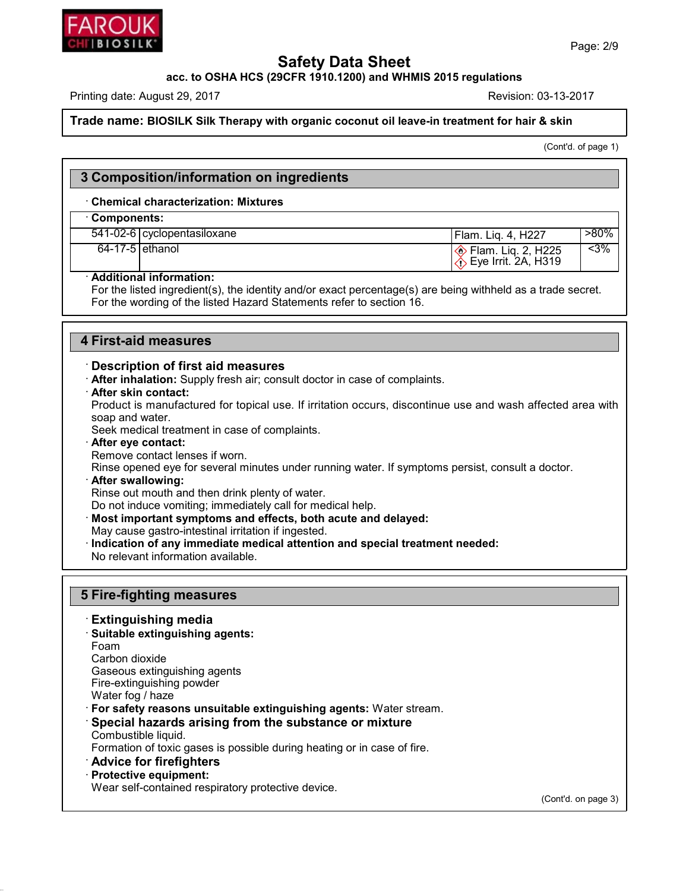# Safety Data Sheet

**acc. to OSHA HCS (29CFR 1910.1200) and WHMIS 2015 regulations**

Printing date: August 29, 2017 | Revision: 03-13-2017

**Trade name: BIOSILK Silk Therapy with organic coconut oil leave-in treatment for hair & skin**

(Cont'd. of page 1)

## 3 Composition/information on ingredients

· **Chemical characterization: Mixtures**

· **Components:**

| CAS | Name | Classification | Percentage |
|---|---|---|---|
| 541-02-6 | cyclopentasiloxane | Flam. Liq. 4, H227 | >80% |
| 64-17-5 | ethanol | Flam. Liq. 2, H225; Eye Irrit. 2A, H319 | <3% |

· **Additional information:**
For the listed ingredient(s), the identity and/or exact percentage(s) are being withheld as a trade secret.
For the wording of the listed Hazard Statements refer to section 16.

## 4 First-aid measures

· **Description of first aid measures**

· **After inhalation:** Supply fresh air; consult doctor in case of complaints.

· **After skin contact:**
Product is manufactured for topical use. If irritation occurs, discontinue use and wash affected area with soap and water.
Seek medical treatment in case of complaints.

· **After eye contact:**
Remove contact lenses if worn.
Rinse opened eye for several minutes under running water. If symptoms persist, consult a doctor.

· **After swallowing:**
Rinse out mouth and then drink plenty of water.
Do not induce vomiting; immediately call for medical help.

· **Most important symptoms and effects, both acute and delayed:**
May cause gastro-intestinal irritation if ingested.

· **Indication of any immediate medical attention and special treatment needed:**
No relevant information available.

## 5 Fire-fighting measures

· **Extinguishing media**

· **Suitable extinguishing agents:**
Foam
Carbon dioxide
Gaseous extinguishing agents
Fire-extinguishing powder
Water fog / haze

· **For safety reasons unsuitable extinguishing agents:** Water stream.

· **Special hazards arising from the substance or mixture**
Combustible liquid.
Formation of toxic gases is possible during heating or in case of fire.

· **Advice for firefighters**

· **Protective equipment:**
Wear self-contained respiratory protective device.

(Cont'd. on page 3)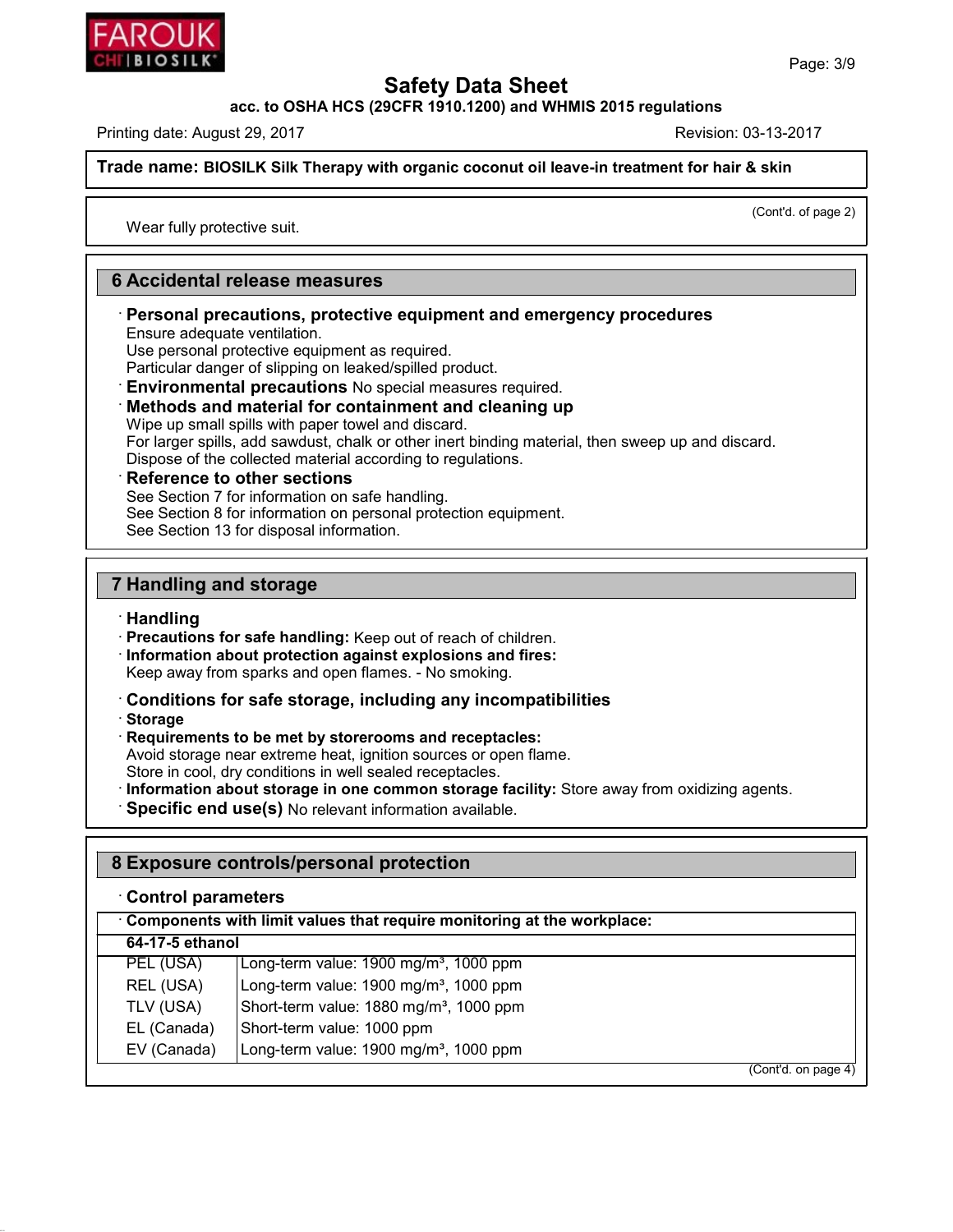(Cont'd. of page 2)

Wear fully protective suit.

## 6 Accidental release measures

· **Personal precautions, protective equipment and emergency procedures**
Ensure adequate ventilation.
Use personal protective equipment as required.
Particular danger of slipping on leaked/spilled product.

· **Environmental precautions** No special measures required.

· **Methods and material for containment and cleaning up**
Wipe up small spills with paper towel and discard.
For larger spills, add sawdust, chalk or other inert binding material, then sweep up and discard.
Dispose of the collected material according to regulations.

· **Reference to other sections**
See Section 7 for information on safe handling.
See Section 8 for information on personal protection equipment.
See Section 13 for disposal information.

## 7 Handling and storage

· **Handling**

· **Precautions for safe handling:** Keep out of reach of children.

· **Information about protection against explosions and fires:**
Keep away from sparks and open flames. - No smoking.

· **Conditions for safe storage, including any incompatibilities**

· **Storage**

· **Requirements to be met by storerooms and receptacles:**
Avoid storage near extreme heat, ignition sources or open flame.
Store in cool, dry conditions in well sealed receptacles.

· **Information about storage in one common storage facility:** Store away from oxidizing agents.

· **Specific end use(s)** No relevant information available.

## 8 Exposure controls/personal protection

· **Control parameters**

| · **Components with limit values that require monitoring at the workplace:** | |
|---|---|
| **64-17-5 ethanol** | |
| PEL (USA) | Long-term value: 1900 mg/m³, 1000 ppm |
| REL (USA) | Long-term value: 1900 mg/m³, 1000 ppm |
| TLV (USA) | Short-term value: 1880 mg/m³, 1000 ppm |
| EL (Canada) | Short-term value: 1000 ppm |
| EV (Canada) | Long-term value: 1900 mg/m³, 1000 ppm |

(Cont'd. on page 4)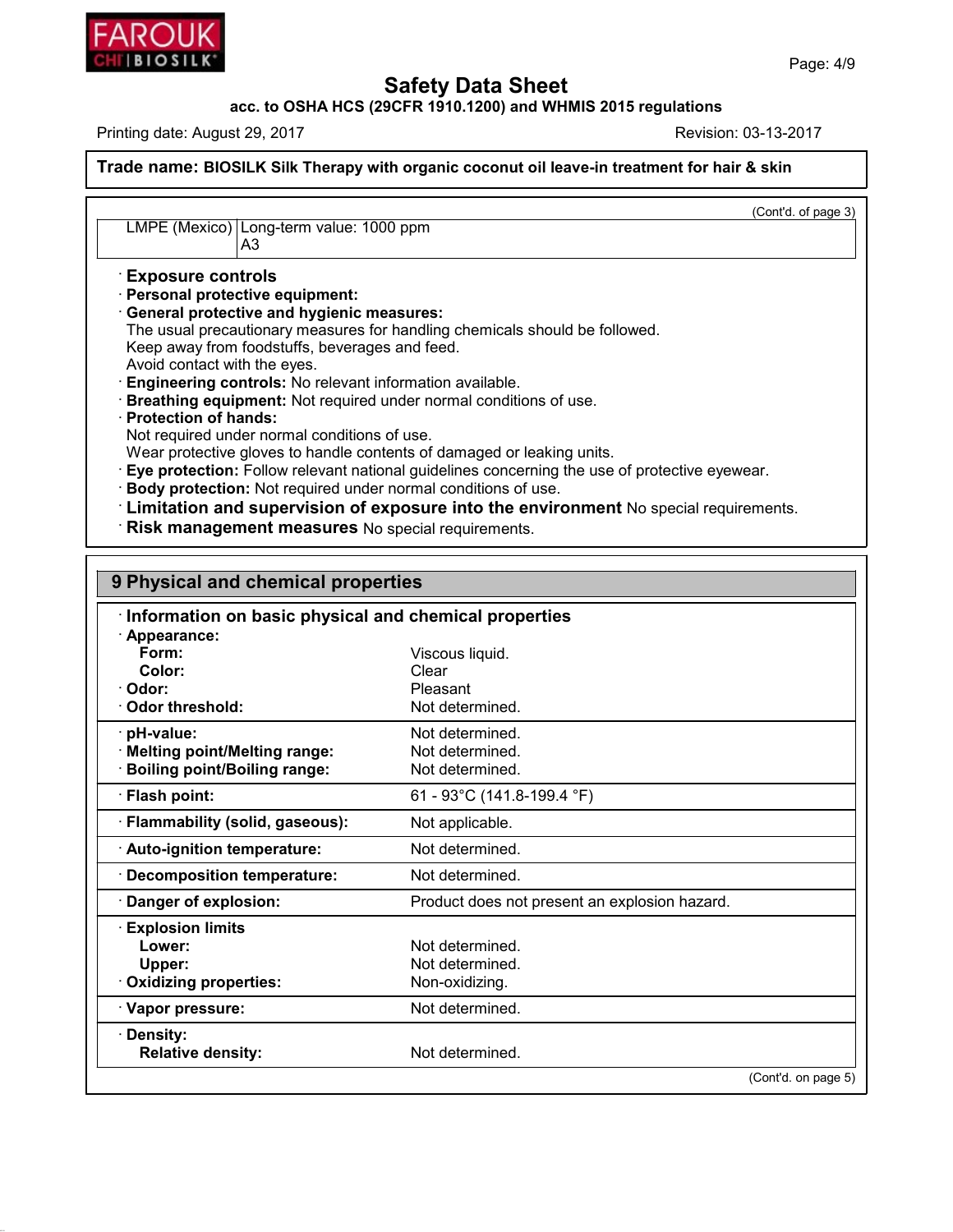Trade name: **BIOSILK Silk Therapy with organic coconut oil leave-in treatment for hair & skin**

(Cont'd. of page 3)

| | |
|---|---|
| LMPE (Mexico) | Long-term value: 1000 ppm<br>A3 |

· **Exposure controls**

· **Personal protective equipment:**

· **General protective and hygienic measures:**
The usual precautionary measures for handling chemicals should be followed.
Keep away from foodstuffs, beverages and feed.
Avoid contact with the eyes.

· **Engineering controls:** No relevant information available.

· **Breathing equipment:** Not required under normal conditions of use.

· **Protection of hands:**
Not required under normal conditions of use.
Wear protective gloves to handle contents of damaged or leaking units.

· **Eye protection:** Follow relevant national guidelines concerning the use of protective eyewear.

· **Body protection:** Not required under normal conditions of use.

· **Limitation and supervision of exposure into the environment** No special requirements.

· **Risk management measures** No special requirements.

## 9 Physical and chemical properties

· **Information on basic physical and chemical properties**

| | |
|---|---|
| · **Appearance:** | |
| **Form:** | Viscous liquid. |
| **Color:** | Clear |
| · **Odor:** | Pleasant |
| · **Odor threshold:** | Not determined. |
| · **pH-value:** | Not determined. |
| · **Melting point/Melting range:** | Not determined. |
| · **Boiling point/Boiling range:** | Not determined. |
| · **Flash point:** | 61 - 93°C (141.8-199.4 °F) |
| · **Flammability (solid, gaseous):** | Not applicable. |
| · **Auto-ignition temperature:** | Not determined. |
| · **Decomposition temperature:** | Not determined. |
| · **Danger of explosion:** | Product does not present an explosion hazard. |
| · **Explosion limits** | |
| **Lower:** | Not determined. |
| **Upper:** | Not determined. |
| · **Oxidizing properties:** | Non-oxidizing. |
| · **Vapor pressure:** | Not determined. |
| · **Density:** | |
| **Relative density:** | Not determined. |

(Cont'd. on page 5)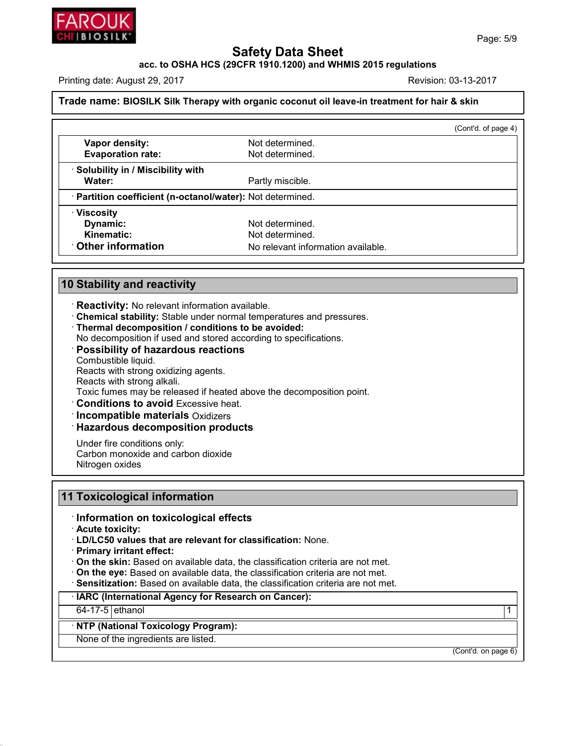# Safety Data Sheet

**acc. to OSHA HCS (29CFR 1910.1200) and WHMIS 2015 regulations**

Printing date: August 29, 2017 | Revision: 03-13-2017

**Trade name: BIOSILK Silk Therapy with organic coconut oil leave-in treatment for hair & skin**

(Cont'd. of page 4)

| | |
|---|---|
| **Vapor density:** | Not determined. |
| **Evaporation rate:** | Not determined. |
| · **Solubility in / Miscibility with** | |
| **Water:** | Partly miscible. |
| · **Partition coefficient (n-octanol/water):** | Not determined. |
| · **Viscosity** | |
| **Dynamic:** | Not determined. |
| **Kinematic:** | Not determined. |
| · **Other information** | No relevant information available. |

## 10 Stability and reactivity

· **Reactivity:** No relevant information available.
· **Chemical stability:** Stable under normal temperatures and pressures.
· **Thermal decomposition / conditions to be avoided:**
No decomposition if used and stored according to specifications.
· **Possibility of hazardous reactions**
Combustible liquid.
Reacts with strong oxidizing agents.
Reacts with strong alkali.
Toxic fumes may be released if heated above the decomposition point.
· **Conditions to avoid** Excessive heat.
· **Incompatible materials** Oxidizers
· **Hazardous decomposition products**

Under fire conditions only:
Carbon monoxide and carbon dioxide
Nitrogen oxides

## 11 Toxicological information

· **Information on toxicological effects**
· **Acute toxicity:**
· **LD/LC50 values that are relevant for classification:** None.
· **Primary irritant effect:**
· **On the skin:** Based on available data, the classification criteria are not met.
· **On the eye:** Based on available data, the classification criteria are not met.
· **Sensitization:** Based on available data, the classification criteria are not met.

· **IARC (International Agency for Research on Cancer):**

| | | |
|---|---|---|
| 64-17-5 | ethanol | 1 |

· **NTP (National Toxicology Program):**

None of the ingredients are listed.

(Cont'd. on page 6)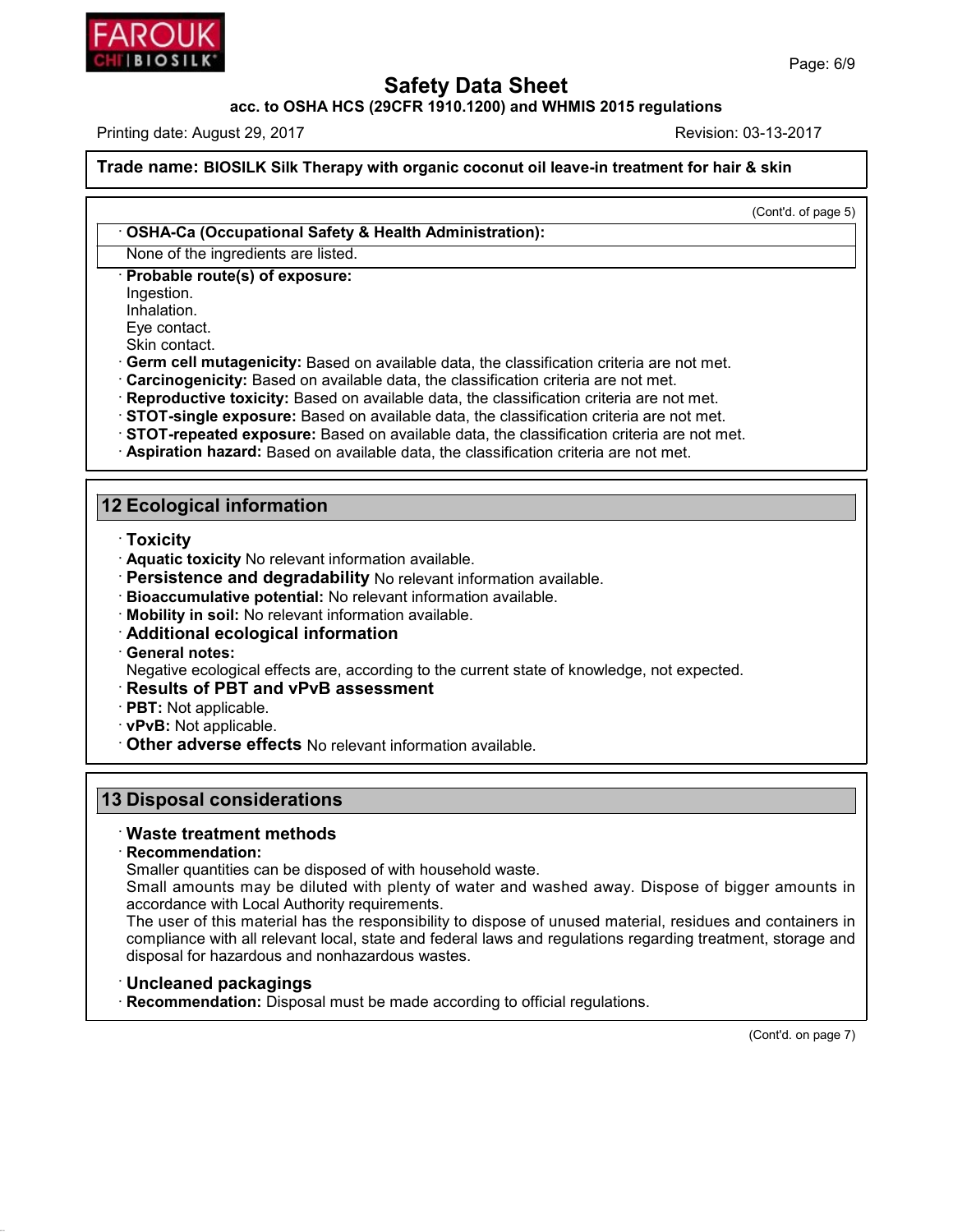**Trade name: BIOSILK Silk Therapy with organic coconut oil leave-in treatment for hair & skin**

(Cont'd. of page 5)

· **OSHA-Ca (Occupational Safety & Health Administration):**

None of the ingredients are listed.

· **Probable route(s) of exposure:**
Ingestion.
Inhalation.
Eye contact.
Skin contact.

· **Germ cell mutagenicity:** Based on available data, the classification criteria are not met.
· **Carcinogenicity:** Based on available data, the classification criteria are not met.
· **Reproductive toxicity:** Based on available data, the classification criteria are not met.
· **STOT-single exposure:** Based on available data, the classification criteria are not met.
· **STOT-repeated exposure:** Based on available data, the classification criteria are not met.
· **Aspiration hazard:** Based on available data, the classification criteria are not met.

## 12 Ecological information

· **Toxicity**
· **Aquatic toxicity** No relevant information available.
· **Persistence and degradability** No relevant information available.
· **Bioaccumulative potential:** No relevant information available.
· **Mobility in soil:** No relevant information available.
· **Additional ecological information**
· **General notes:**
Negative ecological effects are, according to the current state of knowledge, not expected.
· **Results of PBT and vPvB assessment**
· **PBT:** Not applicable.
· **vPvB:** Not applicable.
· **Other adverse effects** No relevant information available.

## 13 Disposal considerations

· **Waste treatment methods**
· **Recommendation:**
Smaller quantities can be disposed of with household waste.
Small amounts may be diluted with plenty of water and washed away. Dispose of bigger amounts in accordance with Local Authority requirements.
The user of this material has the responsibility to dispose of unused material, residues and containers in compliance with all relevant local, state and federal laws and regulations regarding treatment, storage and disposal for hazardous and nonhazardous wastes.

· **Uncleaned packagings**
· **Recommendation:** Disposal must be made according to official regulations.

(Cont'd. on page 7)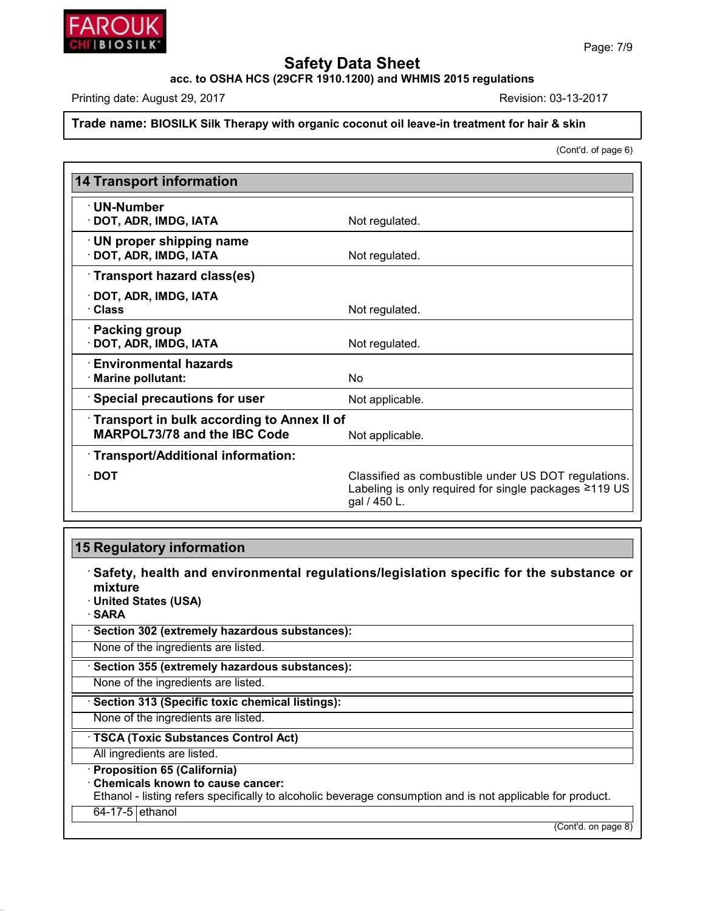**Safety Data Sheet**

**acc. to OSHA HCS (29CFR 1910.1200) and WHMIS 2015 regulations**

Printing date: August 29, 2017 Revision: 03-13-2017

**Trade name: BIOSILK Silk Therapy with organic coconut oil leave-in treatment for hair & skin**

(Cont'd. of page 6)

## 14 Transport information

| | |
|---|---|
| · **UN-Number** | |
| · **DOT, ADR, IMDG, IATA** | Not regulated. |
| · **UN proper shipping name** | |
| · **DOT, ADR, IMDG, IATA** | Not regulated. |
| · **Transport hazard class(es)** | |
| · **DOT, ADR, IMDG, IATA** | |
| · **Class** | Not regulated. |
| · **Packing group** | |
| · **DOT, ADR, IMDG, IATA** | Not regulated. |
| · **Environmental hazards** | |
| · **Marine pollutant:** | No |
| · **Special precautions for user** | Not applicable. |
| · **Transport in bulk according to Annex II of MARPOL73/78 and the IBC Code** | Not applicable. |
| · **Transport/Additional information:** | |
| · **DOT** | Classified as combustible under US DOT regulations. Labeling is only required for single packages ≥119 US gal / 450 L. |

## 15 Regulatory information

· **Safety, health and environmental regulations/legislation specific for the substance or mixture**

· **United States (USA)**

· **SARA**

· **Section 302 (extremely hazardous substances):**

None of the ingredients are listed.

· **Section 355 (extremely hazardous substances):**

None of the ingredients are listed.

· **Section 313 (Specific toxic chemical listings):**

None of the ingredients are listed.

· **TSCA (Toxic Substances Control Act)**

All ingredients are listed.

· **Proposition 65 (California)**

· **Chemicals known to cause cancer:**

Ethanol - listing refers specifically to alcoholic beverage consumption and is not applicable for product.

| | |
|---|---|
| 64-17-5 | ethanol |

(Cont'd. on page 8)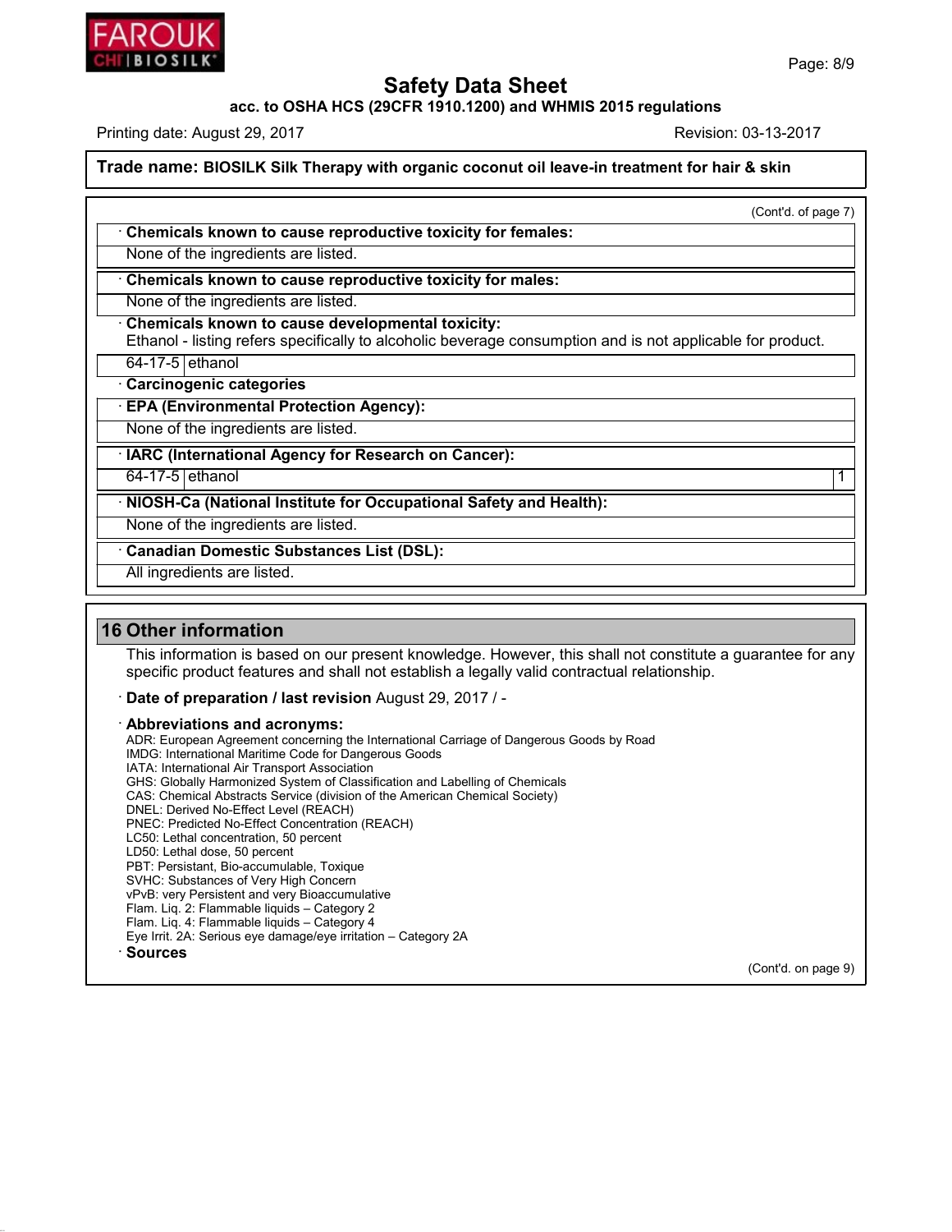(Cont'd. of page 7)

· **Chemicals known to cause reproductive toxicity for females:**

None of the ingredients are listed.

· **Chemicals known to cause reproductive toxicity for males:**

None of the ingredients are listed.

· **Chemicals known to cause developmental toxicity:**

Ethanol - listing refers specifically to alcoholic beverage consumption and is not applicable for product.

| 64-17-5 | ethanol |
|---|---|

· **Carcinogenic categories**

· **EPA (Environmental Protection Agency):**

None of the ingredients are listed.

· **IARC (International Agency for Research on Cancer):**

| 64-17-5 | ethanol | 1 |
|---|---|---|

· **NIOSH-Ca (National Institute for Occupational Safety and Health):**

None of the ingredients are listed.

· **Canadian Domestic Substances List (DSL):**

All ingredients are listed.

## 16 Other information

This information is based on our present knowledge. However, this shall not constitute a guarantee for any specific product features and shall not establish a legally valid contractual relationship.

· **Date of preparation / last revision** August 29, 2017 / -

· **Abbreviations and acronyms:**

ADR: European Agreement concerning the International Carriage of Dangerous Goods by Road
IMDG: International Maritime Code for Dangerous Goods
IATA: International Air Transport Association
GHS: Globally Harmonized System of Classification and Labelling of Chemicals
CAS: Chemical Abstracts Service (division of the American Chemical Society)
DNEL: Derived No-Effect Level (REACH)
PNEC: Predicted No-Effect Concentration (REACH)
LC50: Lethal concentration, 50 percent
LD50: Lethal dose, 50 percent
PBT: Persistant, Bio-accumulable, Toxique
SVHC: Substances of Very High Concern
vPvB: very Persistent and very Bioaccumulative
Flam. Liq. 2: Flammable liquids – Category 2
Flam. Liq. 4: Flammable liquids – Category 4
Eye Irrit. 2A: Serious eye damage/eye irritation – Category 2A

· **Sources**

(Cont'd. on page 9)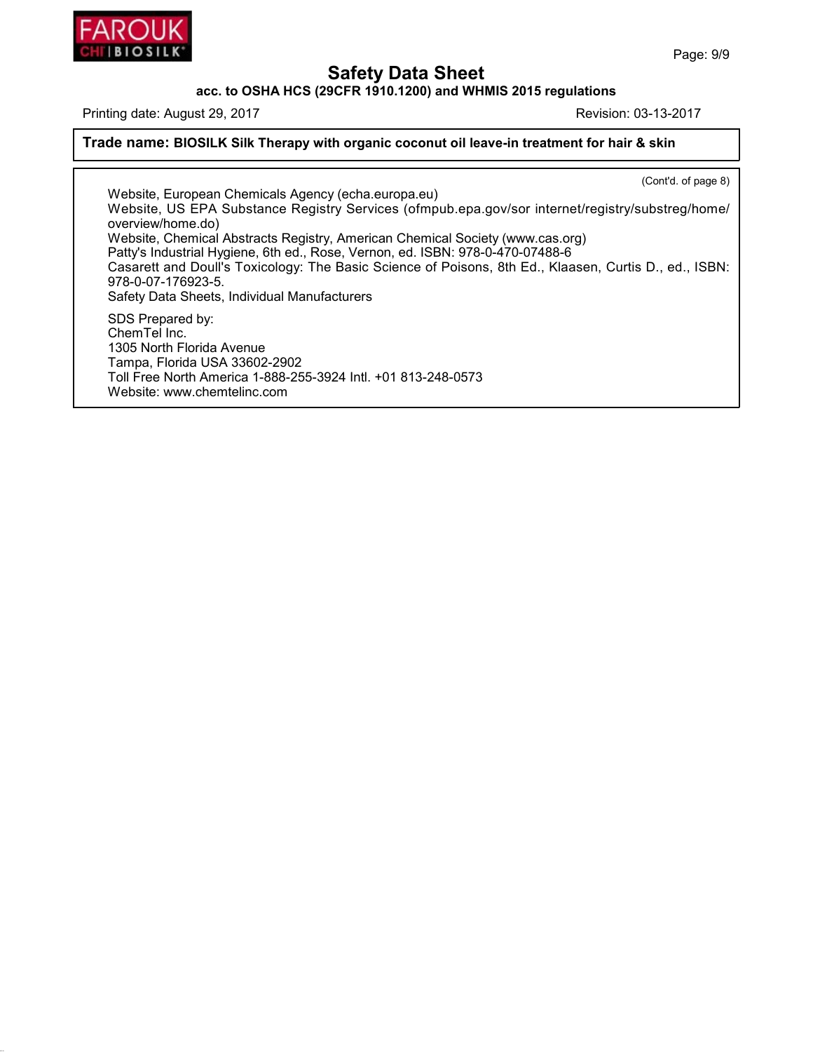**Trade name:** **BIOSILK Silk Therapy with organic coconut oil leave-in treatment for hair & skin**

(Cont'd. of page 8)

Website, European Chemicals Agency (echa.europa.eu)
Website, US EPA Substance Registry Services (ofmpub.epa.gov/sor internet/registry/substreg/home/overview/home.do)
Website, Chemical Abstracts Registry, American Chemical Society (www.cas.org)
Patty's Industrial Hygiene, 6th ed., Rose, Vernon, ed. ISBN: 978-0-470-07488-6
Casarett and Doull's Toxicology: The Basic Science of Poisons, 8th Ed., Klaasen, Curtis D., ed., ISBN: 978-0-07-176923-5.
Safety Data Sheets, Individual Manufacturers

SDS Prepared by:
ChemTel Inc.
1305 North Florida Avenue
Tampa, Florida USA 33602-2902
Toll Free North America 1-888-255-3924 Intl. +01 813-248-0573
Website: www.chemtelinc.com